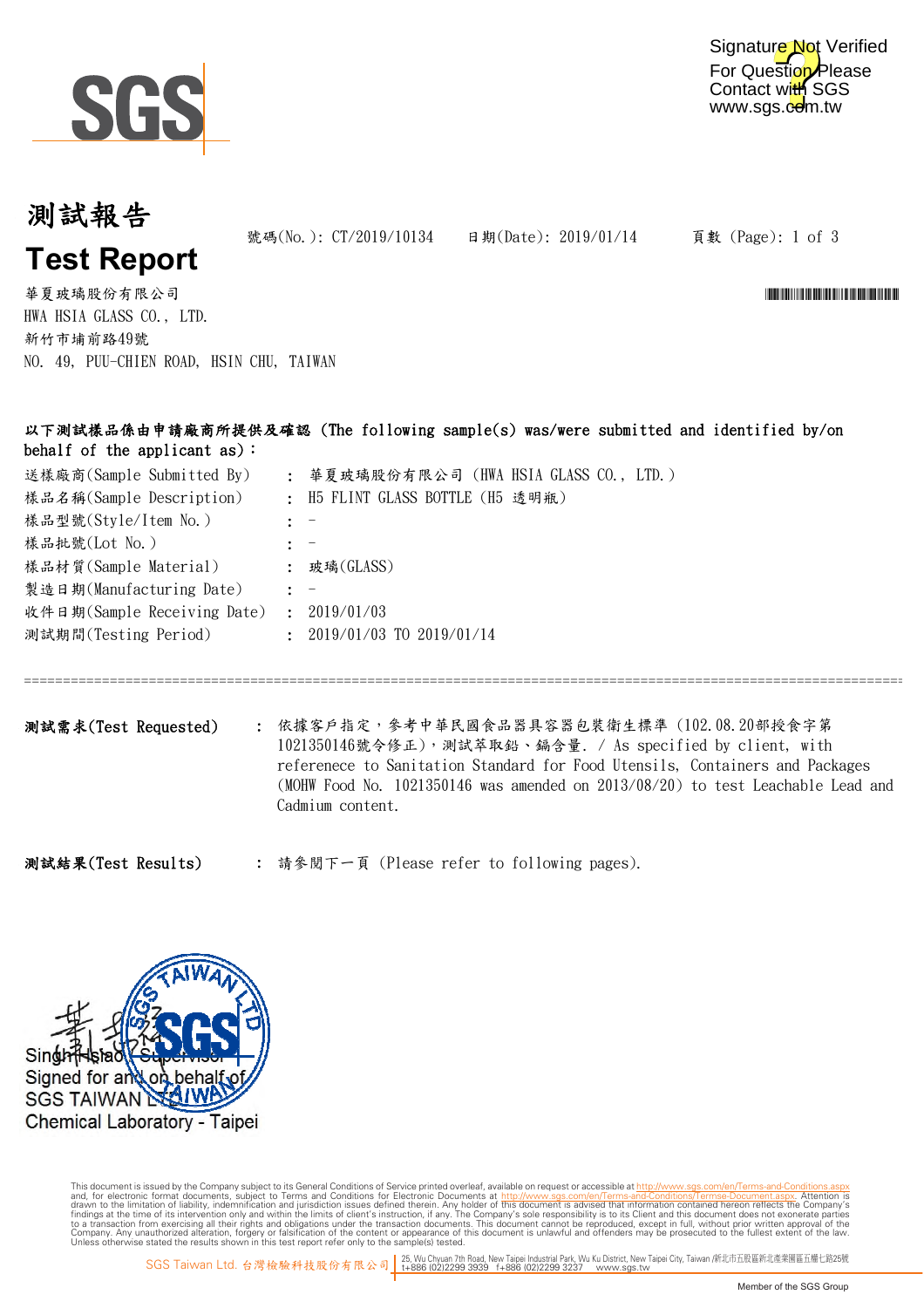Signature Not Verified
For Question Please
Contact with SGS
www.sgs.com.tw

# 測試報告
# Test Report

號碼(No.): CT/2019/10134　　日期(Date): 2019/01/14　　頁數 (Page): 1 of 3

華夏玻璃股份有限公司
HWA HSIA GLASS CO., LTD.
新竹市埔前路49號
NO. 49, PUU-CHIEN ROAD, HSIN CHU, TAIWAN

**以下測試樣品係由申請廠商所提供及確認 (The following sample(s) was/were submitted and identified by/on behalf of the applicant as):**

| | | |
|---|---|---|
| 送樣廠商(Sample Submitted By) | : | 華夏玻璃股份有限公司 (HWA HSIA GLASS CO., LTD.) |
| 樣品名稱(Sample Description) | : | H5 FLINT GLASS BOTTLE (H5 透明瓶) |
| 樣品型號(Style/Item No.) | : | - |
| 樣品批號(Lot No.) | : | - |
| 樣品材質(Sample Material) | : | 玻璃(GLASS) |
| 製造日期(Manufacturing Date) | : | - |
| 收件日期(Sample Receiving Date) | : | 2019/01/03 |
| 測試期間(Testing Period) | : | 2019/01/03 TO 2019/01/14 |

---

**測試需求(Test Requested)** : 依據客戶指定，參考中華民國食品器具容器包裝衛生標準 (102.08.20部授食字第1021350146號令修正)，測試萃取鉛、鎘含量. / As specified by client, with refereence to Sanitation Standard for Food Utensils, Containers and Packages (MOHW Food No. 1021350146 was amended on 2013/08/20) to test Leachable Lead and Cadmium content.

**測試結果(Test Results)** : 請參閱下一頁 (Please refer to following pages).

Singh Hsiao Supervisor
Signed for and on behalf of
SGS TAIWAN LTD.
Chemical Laboratory - Taipei

This document is issued by the Company subject to its General Conditions of Service printed overleaf, available on request or accessible at http://www.sgs.com/en/Terms-and-Conditions.aspx and, for electronic format documents, subject to Terms and Conditions for Electronic Documents at http://www.sgs.com/en/Terms-and-Conditions/Termse-Document.aspx. Attention is drawn to the limitation of liability, indemnification and jurisdiction issues defined therein. Any holder of this document is advised that information contained hereon reflects the Company's findings at the time of its intervention only and within the limits of client's instruction, if any. The Company's sole responsibility is to its Client and this document does not exonerate parties to a transaction from exercising all their rights and obligations under the transaction documents. This document cannot be reproduced, except in full, without prior written approval of the Company. Any unauthorized alteration, forgery or falsification of the content or appearance of this document is unlawful and offenders may be prosecuted to the fullest extent of the law. Unless otherwise stated the results shown in this test report refer only to the sample(s) tested.

SGS Taiwan Ltd. 台灣檢驗科技股份有限公司 | 25, Wu Chyuan 7th Road, New Taipei Industrial Park, Wu Ku District, New Taipei City, Taiwan /新北市五股區新北產業園區五權七路25號 t+886 (02)2299 3939 f+886 (02)2299 3237 www.sgs.tw

Member of the SGS Group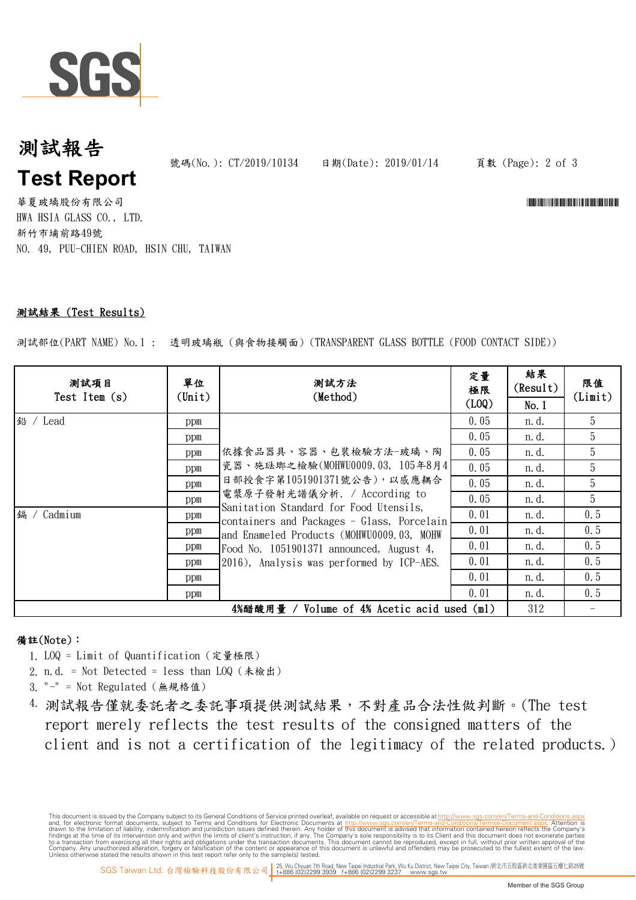# 測試報告

# Test Report

號碼(No.): CT/2019/10134　　日期(Date): 2019/01/14

華夏玻璃股份有限公司
HWA HSIA GLASS CO., LTD.
新竹市埔前路49號
NO. 49, PUU-CHIEN ROAD, HSIN CHU, TAIWAN

**測試結果 (Test Results)**

測試部位(PART NAME) No.1 ： 透明玻璃瓶（與食物接觸面）(TRANSPARENT GLASS BOTTLE (FOOD CONTACT SIDE))

| 測試項目 Test Item (s) | 單位 (Unit) | 測試方法 (Method) | 定量極限 (LOQ) | 結果 (Result) No.1 | 限值 (Limit) |
|---|---|---|---|---|---|
| 鉛 / Lead | ppm | 依據食品器具、容器、包裝檢驗方法-玻璃、陶瓷器、施琺瑯之檢驗(MOHWU0009.03, 105年8月4日部授食字第1051901371號公告)，以感應耦合電漿原子發射光譜儀分析. / According to Sanitation Standard for Food Utensils, containers and Packages - Glass, Porcelain and Enameled Products (MOHWU0009.03, MOHW Food No. 1051901371 announced, August 4, 2016), Analysis was performed by ICP-AES. | 0.05 | n.d. | 5 |
| | ppm | | 0.05 | n.d. | 5 |
| | ppm | | 0.05 | n.d. | 5 |
| | ppm | | 0.05 | n.d. | 5 |
| | ppm | | 0.05 | n.d. | 5 |
| | ppm | | 0.05 | n.d. | 5 |
| 鎘 / Cadmium | ppm | | 0.01 | n.d. | 0.5 |
| | ppm | | 0.01 | n.d. | 0.5 |
| | ppm | | 0.01 | n.d. | 0.5 |
| | ppm | | 0.01 | n.d. | 0.5 |
| | ppm | | 0.01 | n.d. | 0.5 |
| | ppm | | 0.01 | n.d. | 0.5 |
| 4%醋酸用量 / Volume of 4% Acetic acid used (ml) | | | | 312 | - |

**備註(Note)：**

1. LOQ = Limit of Quantification (定量極限)
2. n.d. = Not Detected = less than LOQ (未檢出)
3. "-" = Not Regulated (無規格值)
4. 測試報告僅就委託者之委託事項提供測試結果，不對產品合法性做判斷。(The test report merely reflects the test results of the consigned matters of the client and is not a certification of the legitimacy of the related products.)

This document is issued by the Company subject to its General Conditions of Service printed overleaf, available on request or accessible at http://www.sgs.com/en/Terms-and-Conditions.aspx and, for electronic format documents, subject to Terms and Conditions for Electronic Documents at http://www.sgs.com/en/Terms-and-Conditions/Terms-e-Document.aspx. Attention is drawn to the limitation of liability, indemnification and jurisdiction issues defined therein. Any holder of this document is advised that information contained hereon reflects the Company's findings at the time of its intervention only and within the limits of client's instruction, if any. The Company's sole responsibility is to its Client and this document does not exonerate parties to a transaction from exercising all their rights and obligations under the transaction documents. This document cannot be reproduced, except in full, without prior written approval of the Company. Any unauthorized alteration, forgery or falsification of the content or appearance of this document is unlawful and offenders may be prosecuted to the fullest extent of the law. Unless otherwise stated the results shown in this test report refer only to the sample(s) tested.

SGS Taiwan Ltd. 台灣檢驗科技股份有限公司 | 25, Wu Chyuan 7th Road, New Taipei Industrial Park, Wu Ku District, New Taipei City, Taiwan /新北市五股區新北產業園區五權七路25號 t+886 (02)2299 3939 f+886 (02)2299 3237 www.sgs.tw

Member of the SGS Group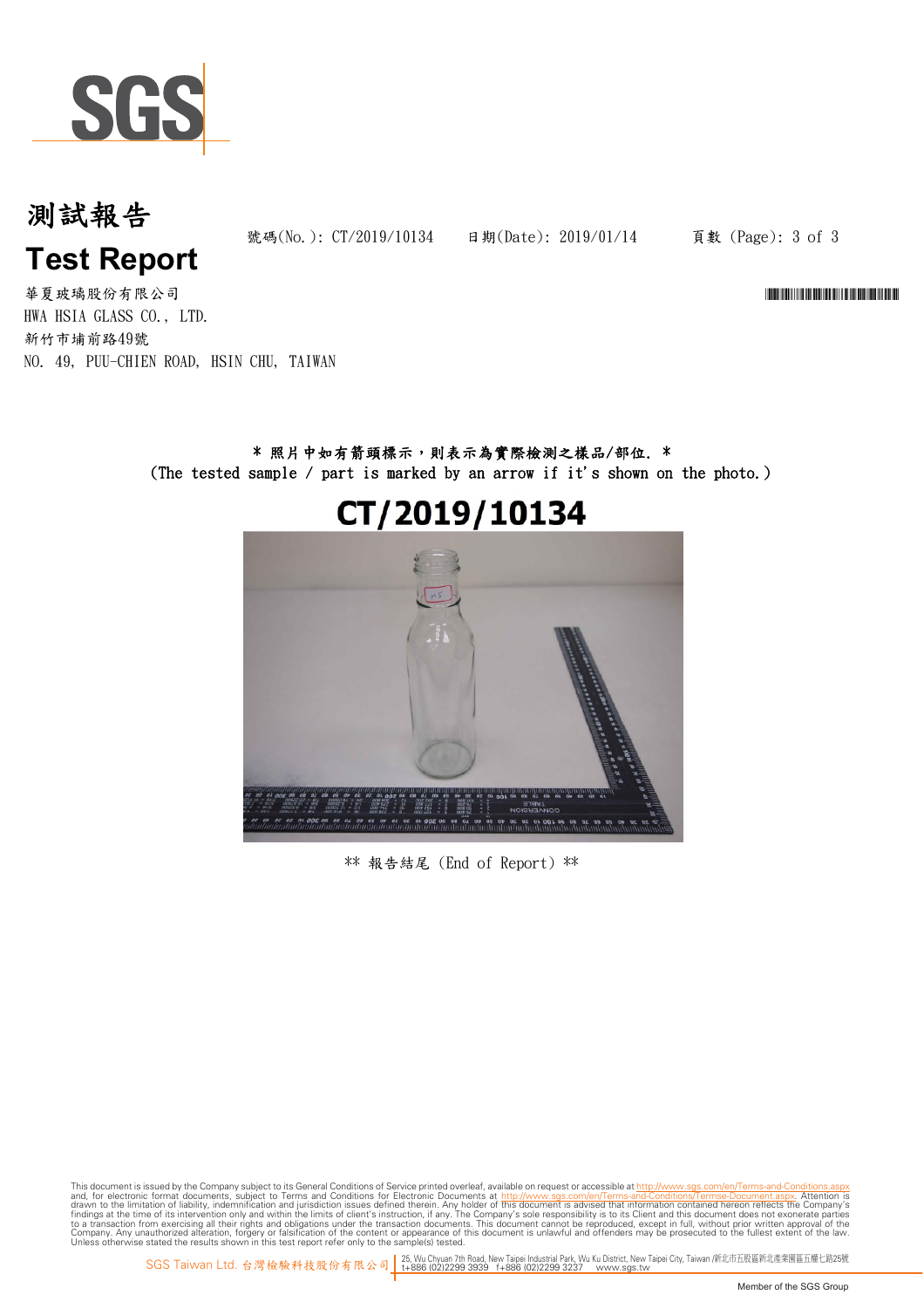# 測試報告

# Test Report

號碼(No.): CT/2019/10134　　日期(Date): 2019/01/14

華夏玻璃股份有限公司
HWA HSIA GLASS CO., LTD.
新竹市埔前路49號
NO. 49, PUU-CHIEN ROAD, HSIN CHU, TAIWAN

\* 照片中如有箭頭標示，則表示為實際檢測之樣品/部位. \*
(The tested sample / part is marked by an arrow if it's shown on the photo.)

CT/2019/10134

\*\* 報告結尾 (End of Report) \*\*

This document is issued by the Company subject to its General Conditions of Service printed overleaf, available on request or accessible at http://www.sgs.com/en/Terms-and-Conditions.aspx and, for electronic format documents, subject to Terms and Conditions for Electronic Documents at http://www.sgs.com/en/Terms-and-Conditions/Termse-Document.aspx. Attention is drawn to the limitation of liability, indemnification and jurisdiction issues defined therein. Any holder of this document is advised that information contained hereon reflects the Company's findings at the time of its intervention only and within the limits of client's instruction, if any. The Company's sole responsibility is to its Client and this document does not exonerate parties to a transaction from exercising all their rights and obligations under the transaction documents. This document cannot be reproduced, except in full, without prior written approval of the Company. Any unauthorized alteration, forgery or falsification of the content or appearance of this document is unlawful and offenders may be prosecuted to the fullest extent of the law. Unless otherwise stated the results shown in this test report refer only to the sample(s) tested.

SGS Taiwan Ltd. 台灣檢驗科技股份有限公司 | 25, Wu Chyuan 7th Road, New Taipei Industrial Park, Wu Ku District, New Taipei City, Taiwan /新北市五股區新北產業園區五權七路25號 t+886 (02)2299 3939 f+886 (02)2299 3237 www.sgs.tw

Member of the SGS Group